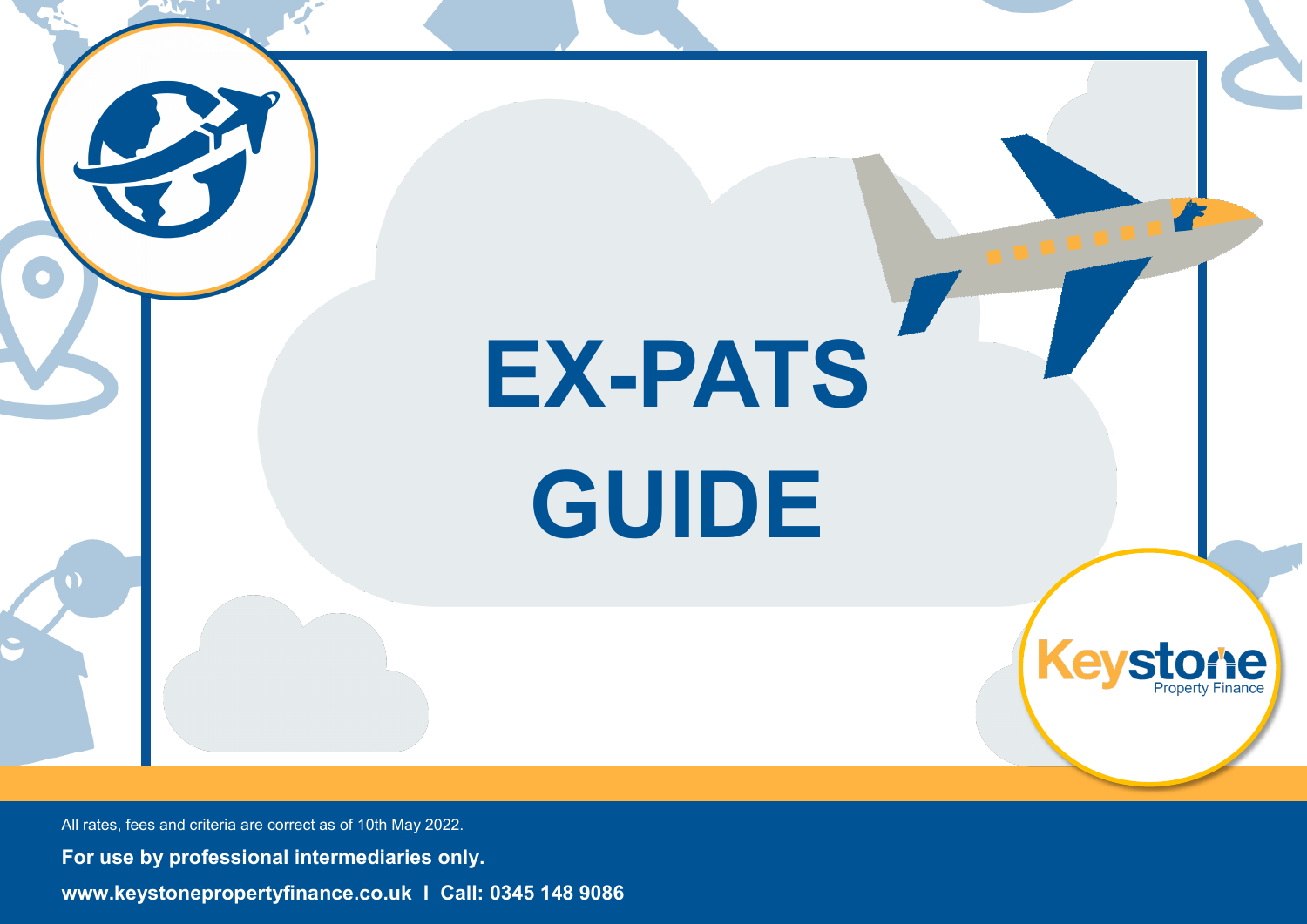# EX-PATS GUIDE

Keystone Property Finance

All rates, fees and criteria are correct as of 10th May 2022.

**For use by professional intermediaries only.**

**www.keystonepropertyfinance.co.uk I Call: 0345 148 9086**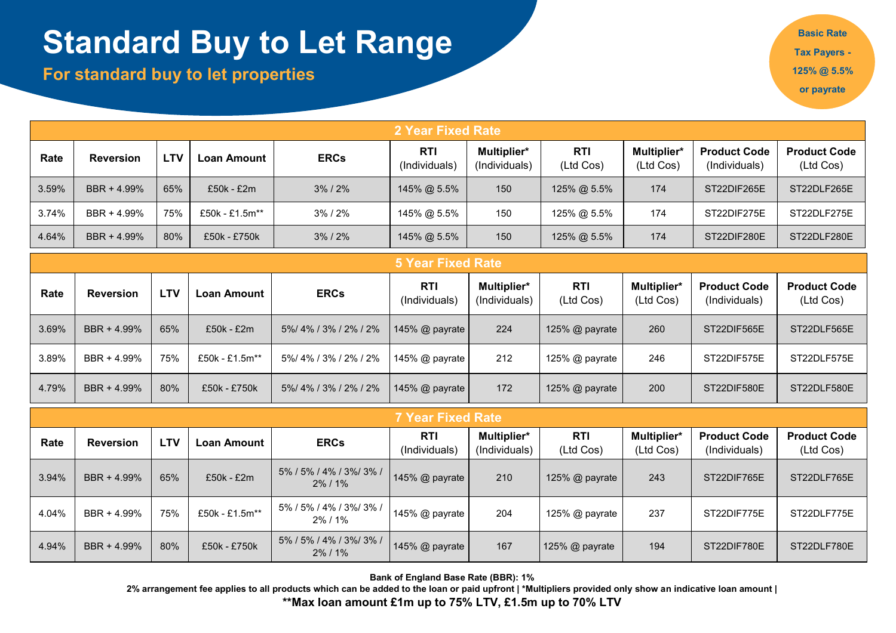# Standard Buy to Let Range

**For standard buy to let properties**

**Basic Rate Tax Payers - 125% @ 5.5% or payrate**

| 2 Year Fixed Rate | | | | | | | | | | |
|---|---|---|---|---|---|---|---|---|---|---|
| **Rate** | **Reversion** | **LTV** | **Loan Amount** | **ERCs** | **RTI** (Individuals) | **Multiplier*** (Individuals) | **RTI** (Ltd Cos) | **Multiplier*** (Ltd Cos) | **Product Code** (Individuals) | **Product Code** (Ltd Cos) |
| 3.59% | BBR + 4.99% | 65% | £50k - £2m | 3% / 2% | 145% @ 5.5% | 150 | 125% @ 5.5% | 174 | ST22DIF265E | ST22DLF265E |
| 3.74% | BBR + 4.99% | 75% | £50k - £1.5m** | 3% / 2% | 145% @ 5.5% | 150 | 125% @ 5.5% | 174 | ST22DIF275E | ST22DLF275E |
| 4.64% | BBR + 4.99% | 80% | £50k - £750k | 3% / 2% | 145% @ 5.5% | 150 | 125% @ 5.5% | 174 | ST22DIF280E | ST22DLF280E |

| 5 Year Fixed Rate | | | | | | | | | | |
|---|---|---|---|---|---|---|---|---|---|---|
| **Rate** | **Reversion** | **LTV** | **Loan Amount** | **ERCs** | **RTI** (Individuals) | **Multiplier*** (Individuals) | **RTI** (Ltd Cos) | **Multiplier*** (Ltd Cos) | **Product Code** (Individuals) | **Product Code** (Ltd Cos) |
| 3.69% | BBR + 4.99% | 65% | £50k - £2m | 5%/ 4% / 3% / 2% / 2% | 145% @ payrate | 224 | 125% @ payrate | 260 | ST22DIF565E | ST22DLF565E |
| 3.89% | BBR + 4.99% | 75% | £50k - £1.5m** | 5%/ 4% / 3% / 2% / 2% | 145% @ payrate | 212 | 125% @ payrate | 246 | ST22DIF575E | ST22DLF575E |
| 4.79% | BBR + 4.99% | 80% | £50k - £750k | 5%/ 4% / 3% / 2% / 2% | 145% @ payrate | 172 | 125% @ payrate | 200 | ST22DIF580E | ST22DLF580E |

| 7 Year Fixed Rate | | | | | | | | | | |
|---|---|---|---|---|---|---|---|---|---|---|
| **Rate** | **Reversion** | **LTV** | **Loan Amount** | **ERCs** | **RTI** (Individuals) | **Multiplier*** (Individuals) | **RTI** (Ltd Cos) | **Multiplier*** (Ltd Cos) | **Product Code** (Individuals) | **Product Code** (Ltd Cos) |
| 3.94% | BBR + 4.99% | 65% | £50k - £2m | 5% / 5% / 4% / 3%/ 3% / 2% / 1% | 145% @ payrate | 210 | 125% @ payrate | 243 | ST22DIF765E | ST22DLF765E |
| 4.04% | BBR + 4.99% | 75% | £50k - £1.5m** | 5% / 5% / 4% / 3%/ 3% / 2% / 1% | 145% @ payrate | 204 | 125% @ payrate | 237 | ST22DIF775E | ST22DLF775E |
| 4.94% | BBR + 4.99% | 80% | £50k - £750k | 5% / 5% / 4% / 3%/ 3% / 2% / 1% | 145% @ payrate | 167 | 125% @ payrate | 194 | ST22DIF780E | ST22DLF780E |

**Bank of England Base Rate (BBR): 1%**

**2% arrangement fee applies to all products which can be added to the loan or paid upfront | *Multipliers provided only show an indicative loan amount |**

****Max loan amount £1m up to 75% LTV, £1.5m up to 70% LTV**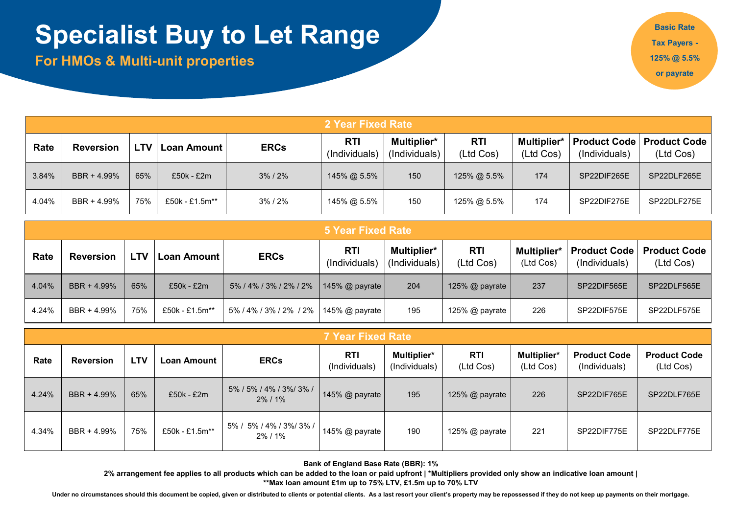# Specialist Buy to Let Range

## For HMOs & Multi-unit properties

**Basic Rate Tax Payers - 125% @ 5.5% or payrate**

| 2 Year Fixed Rate | | | | | | | | | | |
|---|---|---|---|---|---|---|---|---|---|---|
| **Rate** | **Reversion** | **LTV** | **Loan Amount** | **ERCs** | **RTI** (Individuals) | **Multiplier*** (Individuals) | **RTI** (Ltd Cos) | **Multiplier*** (Ltd Cos) | **Product Code** (Individuals) | **Product Code** (Ltd Cos) |
| 3.84% | BBR + 4.99% | 65% | £50k - £2m | 3% / 2% | 145% @ 5.5% | 150 | 125% @ 5.5% | 174 | SP22DIF265E | SP22DLF265E |
| 4.04% | BBR + 4.99% | 75% | £50k - £1.5m** | 3% / 2% | 145% @ 5.5% | 150 | 125% @ 5.5% | 174 | SP22DIF275E | SP22DLF275E |

| 5 Year Fixed Rate | | | | | | | | | | |
|---|---|---|---|---|---|---|---|---|---|---|
| **Rate** | **Reversion** | **LTV** | **Loan Amount** | **ERCs** | **RTI** (Individuals) | **Multiplier*** (Individuals) | **RTI** (Ltd Cos) | **Multiplier*** (Ltd Cos) | **Product Code** (Individuals) | **Product Code** (Ltd Cos) |
| 4.04% | BBR + 4.99% | 65% | £50k - £2m | 5% / 4% / 3% / 2% / 2% | 145% @ payrate | 204 | 125% @ payrate | 237 | SP22DIF565E | SP22DLF565E |
| 4.24% | BBR + 4.99% | 75% | £50k - £1.5m** | 5% / 4% / 3% / 2% / 2% | 145% @ payrate | 195 | 125% @ payrate | 226 | SP22DIF575E | SP22DLF575E |

| 7 Year Fixed Rate | | | | | | | | | | |
|---|---|---|---|---|---|---|---|---|---|---|
| **Rate** | **Reversion** | **LTV** | **Loan Amount** | **ERCs** | **RTI** (Individuals) | **Multiplier*** (Individuals) | **RTI** (Ltd Cos) | **Multiplier*** (Ltd Cos) | **Product Code** (Individuals) | **Product Code** (Ltd Cos) |
| 4.24% | BBR + 4.99% | 65% | £50k - £2m | 5% / 5% / 4% / 3%/ 3% / 2% / 1% | 145% @ payrate | 195 | 125% @ payrate | 226 | SP22DIF765E | SP22DLF765E |
| 4.34% | BBR + 4.99% | 75% | £50k - £1.5m** | 5% / 5% / 4% / 3%/ 3% / 2% / 1% | 145% @ payrate | 190 | 125% @ payrate | 221 | SP22DIF775E | SP22DLF775E |

**Bank of England Base Rate (BBR): 1%**

**2% arrangement fee applies to all products which can be added to the loan or paid upfront | *Multipliers provided only show an indicative loan amount |**
**Max loan amount £1m up to 75% LTV, £1.5m up to 70% LTV**

**Under no circumstances should this document be copied, given or distributed to clients or potential clients. As a last resort your client's property may be repossessed if they do not keep up payments on their mortgage.**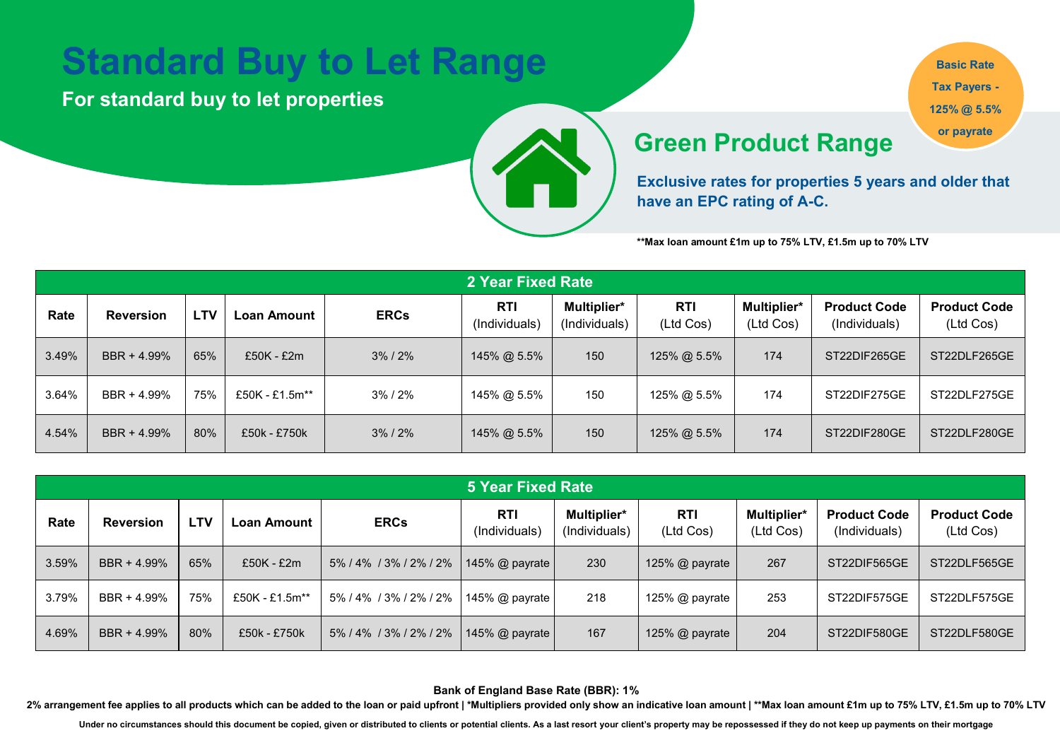# Standard Buy to Let Range

**For standard buy to let properties**

## Green Product Range

**Exclusive rates for properties 5 years and older that have an EPC rating of A-C.**

**Basic Rate Tax Payers - 125% @ 5.5% or payrate**

**\*\*Max loan amount £1m up to 75% LTV, £1.5m up to 70% LTV**

| 2 Year Fixed Rate | | | | | | | | | | |
|---|---|---|---|---|---|---|---|---|---|---|
| **Rate** | **Reversion** | **LTV** | **Loan Amount** | **ERCs** | **RTI** (Individuals) | **Multiplier*** (Individuals) | **RTI** (Ltd Cos) | **Multiplier*** (Ltd Cos) | **Product Code** (Individuals) | **Product Code** (Ltd Cos) |
| 3.49% | BBR + 4.99% | 65% | £50K - £2m | 3% / 2% | 145% @ 5.5% | 150 | 125% @ 5.5% | 174 | ST22DIF265GE | ST22DLF265GE |
| 3.64% | BBR + 4.99% | 75% | £50K - £1.5m** | 3% / 2% | 145% @ 5.5% | 150 | 125% @ 5.5% | 174 | ST22DIF275GE | ST22DLF275GE |
| 4.54% | BBR + 4.99% | 80% | £50k - £750k | 3% / 2% | 145% @ 5.5% | 150 | 125% @ 5.5% | 174 | ST22DIF280GE | ST22DLF280GE |

| 5 Year Fixed Rate | | | | | | | | | | |
|---|---|---|---|---|---|---|---|---|---|---|
| **Rate** | **Reversion** | **LTV** | **Loan Amount** | **ERCs** | **RTI** (Individuals) | **Multiplier*** (Individuals) | **RTI** (Ltd Cos) | **Multiplier*** (Ltd Cos) | **Product Code** (Individuals) | **Product Code** (Ltd Cos) |
| 3.59% | BBR + 4.99% | 65% | £50K - £2m | 5% / 4% / 3% / 2% / 2% | 145% @ payrate | 230 | 125% @ payrate | 267 | ST22DIF565GE | ST22DLF565GE |
| 3.79% | BBR + 4.99% | 75% | £50K - £1.5m** | 5% / 4% / 3% / 2% / 2% | 145% @ payrate | 218 | 125% @ payrate | 253 | ST22DIF575GE | ST22DLF575GE |
| 4.69% | BBR + 4.99% | 80% | £50k - £750k | 5% / 4% / 3% / 2% / 2% | 145% @ payrate | 167 | 125% @ payrate | 204 | ST22DIF580GE | ST22DLF580GE |

**Bank of England Base Rate (BBR): 1%**

**2% arrangement fee applies to all products which can be added to the loan or paid upfront | \*Multipliers provided only show an indicative loan amount | \*\*Max loan amount £1m up to 75% LTV, £1.5m up to 70% LTV**

**Under no circumstances should this document be copied, given or distributed to clients or potential clients. As a last resort your client's property may be repossessed if they do not keep up payments on their mortgage**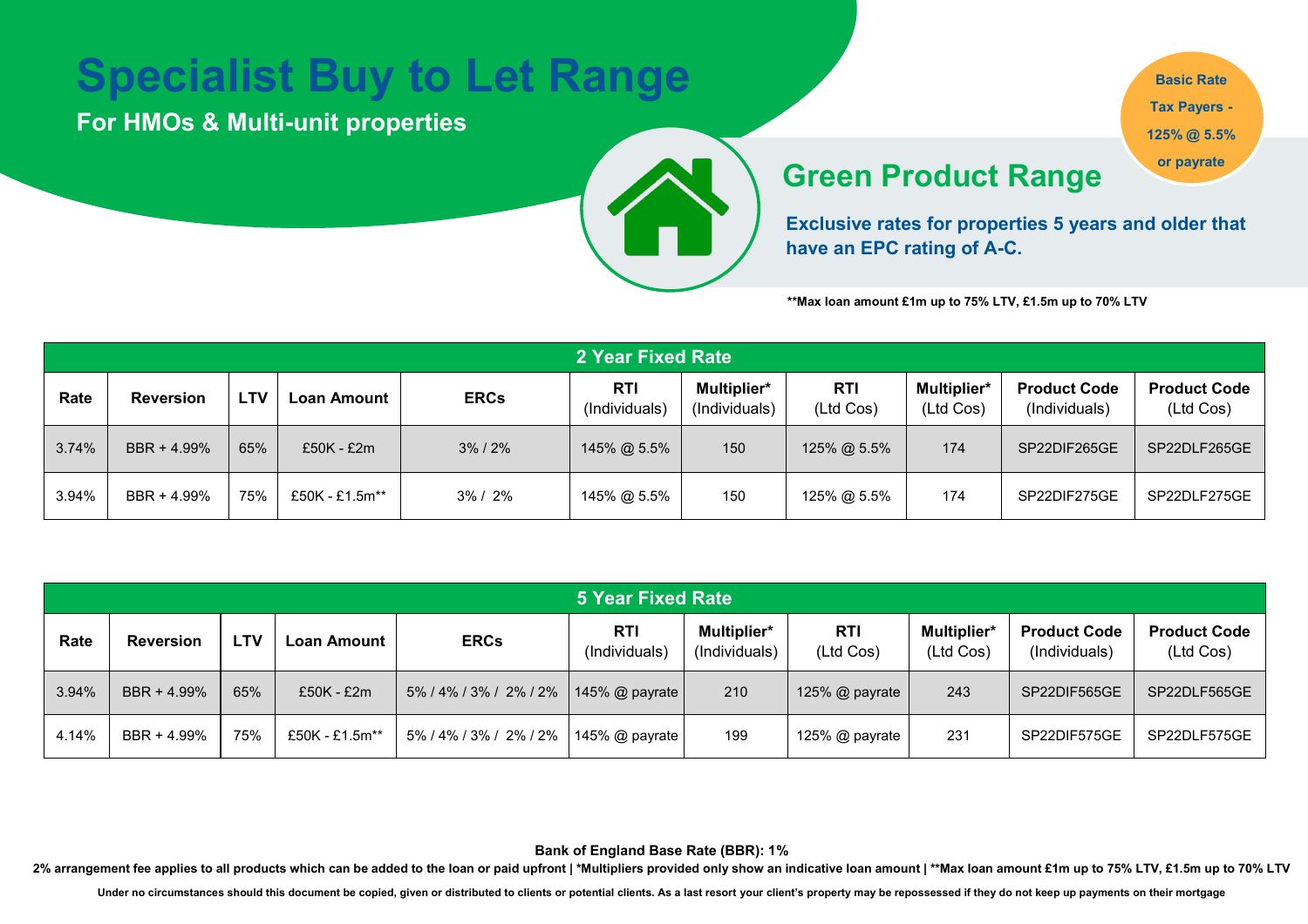# Specialist Buy to Let Range

**For HMOs & Multi-unit properties**

**Basic Rate Tax Payers - 125% @ 5.5% or payrate**

## Green Product Range

**Exclusive rates for properties 5 years and older that have an EPC rating of A-C.**

**\*\*Max loan amount £1m up to 75% LTV, £1.5m up to 70% LTV**

| 2 Year Fixed Rate | | | | | | | | | | |
|---|---|---|---|---|---|---|---|---|---|---|
| **Rate** | **Reversion** | **LTV** | **Loan Amount** | **ERCs** | **RTI** (Individuals) | **Multiplier*** (Individuals) | **RTI** (Ltd Cos) | **Multiplier*** (Ltd Cos) | **Product Code** (Individuals) | **Product Code** (Ltd Cos) |
| 3.74% | BBR + 4.99% | 65% | £50K - £2m | 3% / 2% | 145% @ 5.5% | 150 | 125% @ 5.5% | 174 | SP22DIF265GE | SP22DLF265GE |
| 3.94% | BBR + 4.99% | 75% | £50K - £1.5m** | 3% / 2% | 145% @ 5.5% | 150 | 125% @ 5.5% | 174 | SP22DIF275GE | SP22DLF275GE |

| 5 Year Fixed Rate | | | | | | | | | | |
|---|---|---|---|---|---|---|---|---|---|---|
| **Rate** | **Reversion** | **LTV** | **Loan Amount** | **ERCs** | **RTI** (Individuals) | **Multiplier*** (Individuals) | **RTI** (Ltd Cos) | **Multiplier*** (Ltd Cos) | **Product Code** (Individuals) | **Product Code** (Ltd Cos) |
| 3.94% | BBR + 4.99% | 65% | £50K - £2m | 5% / 4% / 3% / 2% / 2% | 145% @ payrate | 210 | 125% @ payrate | 243 | SP22DIF565GE | SP22DLF565GE |
| 4.14% | BBR + 4.99% | 75% | £50K - £1.5m** | 5% / 4% / 3% / 2% / 2% | 145% @ payrate | 199 | 125% @ payrate | 231 | SP22DIF575GE | SP22DLF575GE |

**Bank of England Base Rate (BBR): 1%**

**2% arrangement fee applies to all products which can be added to the loan or paid upfront | *Multipliers provided only show an indicative loan amount | \*\*Max loan amount £1m up to 75% LTV, £1.5m up to 70% LTV**

**Under no circumstances should this document be copied, given or distributed to clients or potential clients. As a last resort your client's property may be repossessed if they do not keep up payments on their mortgage**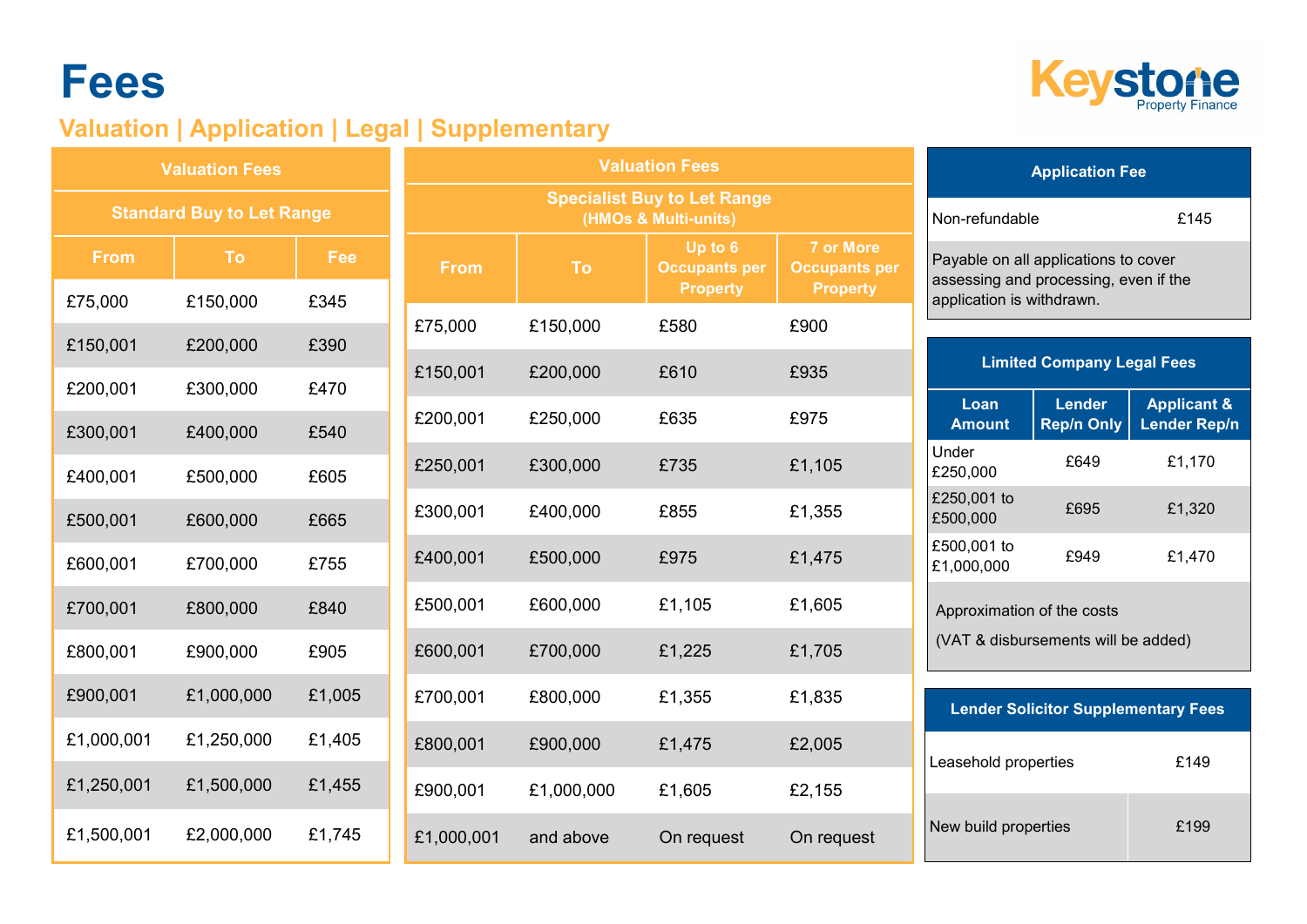# Fees

## Valuation | Application | Legal | Supplementary

Keystone Property Finance

| Valuation Fees | | |
|---|---|---|
| Standard Buy to Let Range | | |
| From | To | Fee |
| £75,000 | £150,000 | £345 |
| £150,001 | £200,000 | £390 |
| £200,001 | £300,000 | £470 |
| £300,001 | £400,000 | £540 |
| £400,001 | £500,000 | £605 |
| £500,001 | £600,000 | £665 |
| £600,001 | £700,000 | £755 |
| £700,001 | £800,000 | £840 |
| £800,001 | £900,000 | £905 |
| £900,001 | £1,000,000 | £1,005 |
| £1,000,001 | £1,250,000 | £1,405 |
| £1,250,001 | £1,500,000 | £1,455 |
| £1,500,001 | £2,000,000 | £1,745 |

| Valuation Fees | | | |
|---|---|---|---|
| Specialist Buy to Let Range (HMOs & Multi-units) | | | |
| From | To | Up to 6 Occupants per Property | 7 or More Occupants per Property |
| £75,000 | £150,000 | £580 | £900 |
| £150,001 | £200,000 | £610 | £935 |
| £200,001 | £250,000 | £635 | £975 |
| £250,001 | £300,000 | £735 | £1,105 |
| £300,001 | £400,000 | £855 | £1,355 |
| £400,001 | £500,000 | £975 | £1,475 |
| £500,001 | £600,000 | £1,105 | £1,605 |
| £600,001 | £700,000 | £1,225 | £1,705 |
| £700,001 | £800,000 | £1,355 | £1,835 |
| £800,001 | £900,000 | £1,475 | £2,005 |
| £900,001 | £1,000,000 | £1,605 | £2,155 |
| £1,000,001 | and above | On request | On request |

| Application Fee | |
|---|---|
| Non-refundable | £145 |
| Payable on all applications to cover assessing and processing, even if the application is withdrawn. | |

| Limited Company Legal Fees | | |
|---|---|---|
| Loan Amount | Lender Rep/n Only | Applicant & Lender Rep/n |
| Under £250,000 | £649 | £1,170 |
| £250,001 to £500,000 | £695 | £1,320 |
| £500,001 to £1,000,000 | £949 | £1,470 |

Approximation of the costs

(VAT & disbursements will be added)

| Lender Solicitor Supplementary Fees | |
|---|---|
| Leasehold properties | £149 |
| New build properties | £199 |